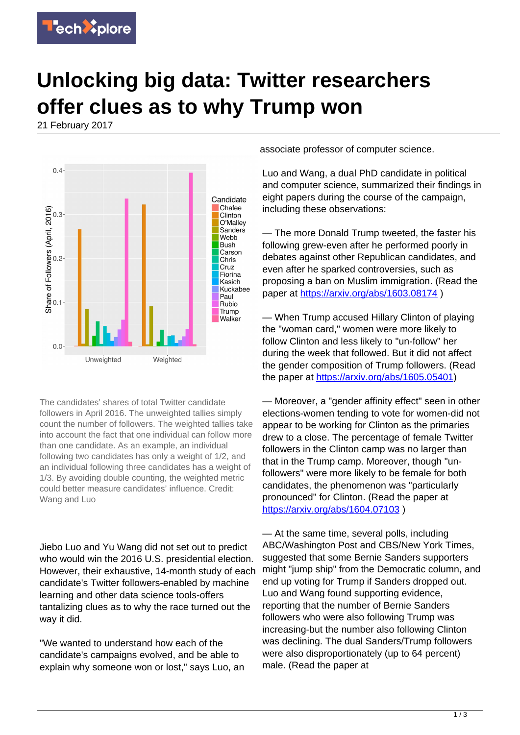# Unlocking big data: Twitter researchers offer clues as to why Trump won

21 February 2017

The candidates' shares of total Twitter candidate followers in April 2016. The unweighted tallies simply count the number of followers. The weighted tallies take into account the fact that one individual can follow more than one candidate. As an example, an individual following two candidates has only a weight of 1/2, and an individual following three candidates has a weight of 1/3. By avoiding double counting, the weighted metric could better measure candidates' influence. Credit: Wang and Luo

Jiebo Luo and Yu Wang did not set out to predict who would win the 2016 U.S. presidential election. However, their exhaustive, 14-month study of each candidate's Twitter followers-enabled by machine learning and other data science tools-offers tantalizing clues as to why the race turned out the way it did.

"We wanted to understand how each of the candidate's campaigns evolved, and be able to explain why someone won or lost," says Luo, an associate professor of computer science.

Luo and Wang, a dual PhD candidate in political and computer science, summarized their findings in eight papers during the course of the campaign, including these observations:

— The more Donald Trump tweeted, the faster his following grew-even after he performed poorly in debates against other Republican candidates, and even after he sparked controversies, such as proposing a ban on Muslim immigration. (Read the paper at https://arxiv.org/abs/1603.08174 )

— When Trump accused Hillary Clinton of playing the "woman card," women were more likely to follow Clinton and less likely to "un-follow" her during the week that followed. But it did not affect the gender composition of Trump followers. (Read the paper at https://arxiv.org/abs/1605.05401)

— Moreover, a "gender affinity effect" seen in other elections-women tending to vote for women-did not appear to be working for Clinton as the primaries drew to a close. The percentage of female Twitter followers in the Clinton camp was no larger than that in the Trump camp. Moreover, though "un-followers" were more likely to be female for both candidates, the phenomenon was "particularly pronounced" for Clinton. (Read the paper at https://arxiv.org/abs/1604.07103 )

— At the same time, several polls, including ABC/Washington Post and CBS/New York Times, suggested that some Bernie Sanders supporters might "jump ship" from the Democratic column, and end up voting for Trump if Sanders dropped out. Luo and Wang found supporting evidence, reporting that the number of Bernie Sanders followers who were also following Trump was increasing-but the number also following Clinton was declining. The dual Sanders/Trump followers were also disproportionately (up to 64 percent) male. (Read the paper at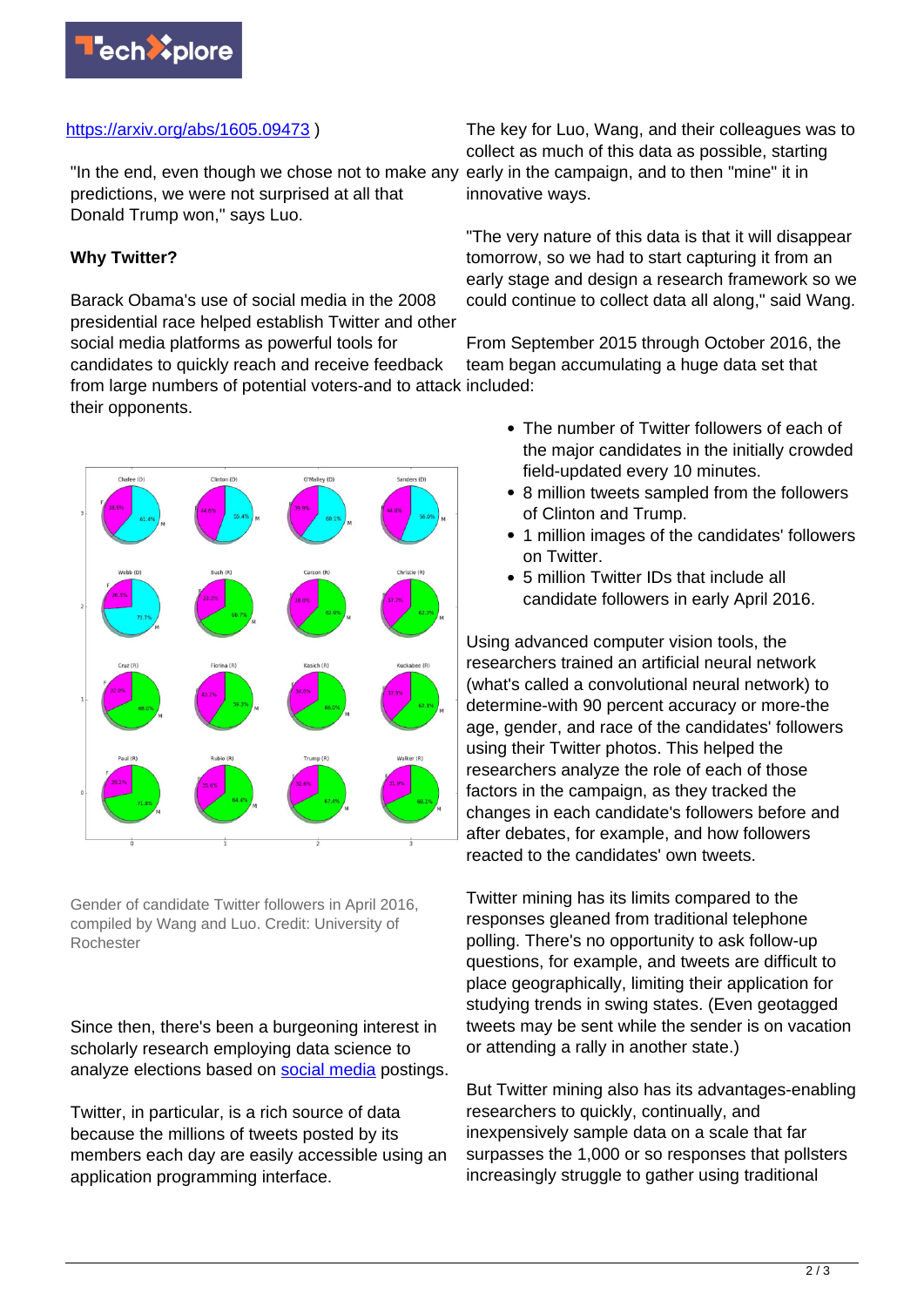https://arxiv.org/abs/1605.09473 )

"In the end, even though we chose not to make any predictions, we were not surprised at all that Donald Trump won," says Luo.

**Why Twitter?**

Barack Obama's use of social media in the 2008 presidential race helped establish Twitter and other social media platforms as powerful tools for candidates to quickly reach and receive feedback from large numbers of potential voters-and to attack their opponents.

Gender of candidate Twitter followers in April 2016, compiled by Wang and Luo. Credit: University of Rochester

Since then, there's been a burgeoning interest in scholarly research employing data science to analyze elections based on social media postings.

Twitter, in particular, is a rich source of data because the millions of tweets posted by its members each day are easily accessible using an application programming interface.

The key for Luo, Wang, and their colleagues was to collect as much of this data as possible, starting early in the campaign, and to then "mine" it in innovative ways.

"The very nature of this data is that it will disappear tomorrow, so we had to start capturing it from an early stage and design a research framework so we could continue to collect data all along," said Wang.

From September 2015 through October 2016, the team began accumulating a huge data set that included:

- The number of Twitter followers of each of the major candidates in the initially crowded field-updated every 10 minutes.
- 8 million tweets sampled from the followers of Clinton and Trump.
- 1 million images of the candidates' followers on Twitter.
- 5 million Twitter IDs that include all candidate followers in early April 2016.

Using advanced computer vision tools, the researchers trained an artificial neural network (what's called a convolutional neural network) to determine-with 90 percent accuracy or more-the age, gender, and race of the candidates' followers using their Twitter photos. This helped the researchers analyze the role of each of those factors in the campaign, as they tracked the changes in each candidate's followers before and after debates, for example, and how followers reacted to the candidates' own tweets.

Twitter mining has its limits compared to the responses gleaned from traditional telephone polling. There's no opportunity to ask follow-up questions, for example, and tweets are difficult to place geographically, limiting their application for studying trends in swing states. (Even geotagged tweets may be sent while the sender is on vacation or attending a rally in another state.)

But Twitter mining also has its advantages-enabling researchers to quickly, continually, and inexpensively sample data on a scale that far surpasses the 1,000 or so responses that pollsters increasingly struggle to gather using traditional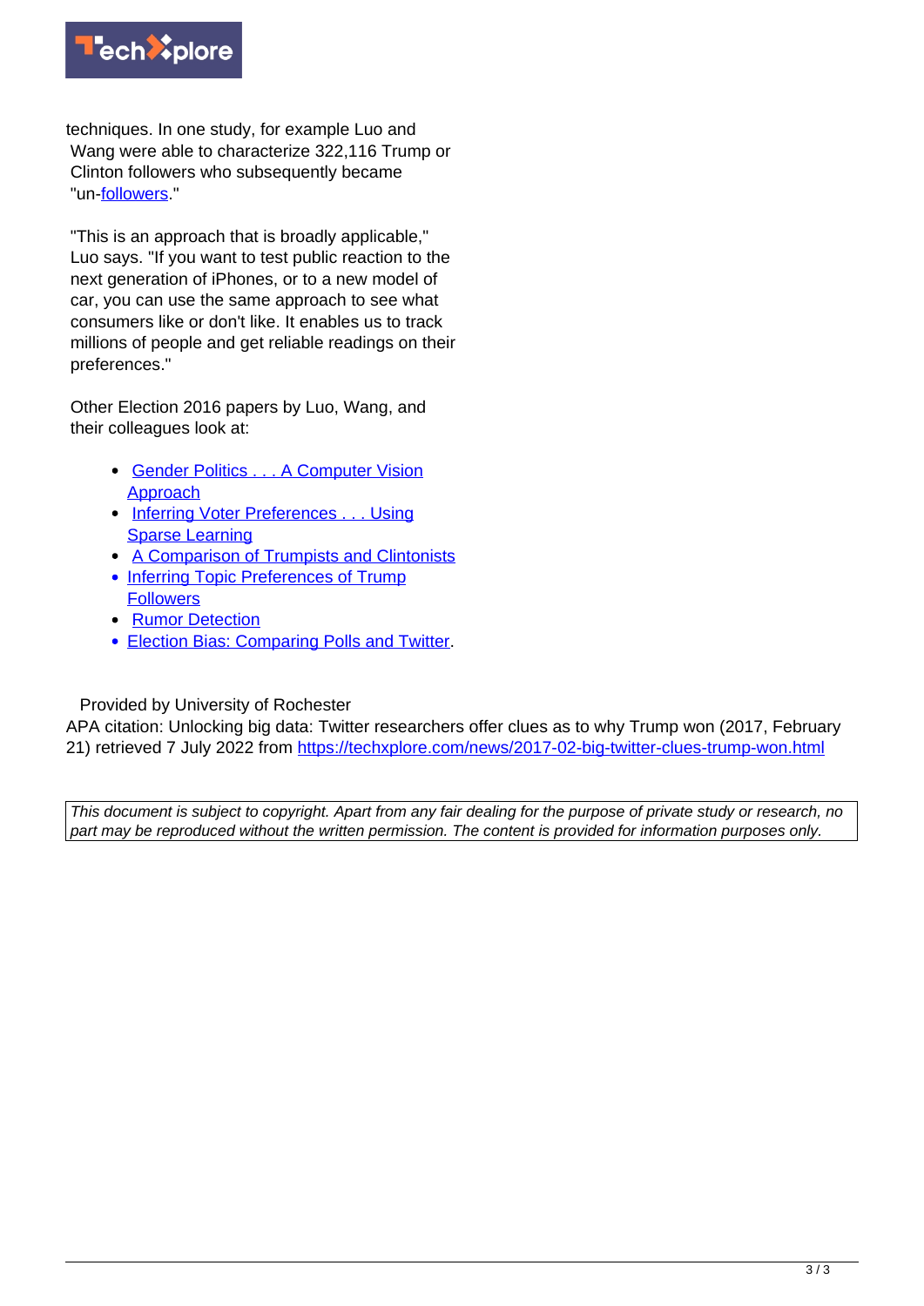techniques. In one study, for example Luo and Wang were able to characterize 322,116 Trump or Clinton followers who subsequently became "un-followers."

"This is an approach that is broadly applicable," Luo says. "If you want to test public reaction to the next generation of iPhones, or to a new model of car, you can use the same approach to see what consumers like or don't like. It enables us to track millions of people and get reliable readings on their preferences."

Other Election 2016 papers by Luo, Wang, and their colleagues look at:

- Gender Politics . . . A Computer Vision Approach
- Inferring Voter Preferences . . . Using Sparse Learning
- A Comparison of Trumpists and Clintonists
- Inferring Topic Preferences of Trump Followers
- Rumor Detection
- Election Bias: Comparing Polls and Twitter.

Provided by University of Rochester

APA citation: Unlocking big data: Twitter researchers offer clues as to why Trump won (2017, February 21) retrieved 7 July 2022 from https://techxplore.com/news/2017-02-big-twitter-clues-trump-won.html

*This document is subject to copyright. Apart from any fair dealing for the purpose of private study or research, no part may be reproduced without the written permission. The content is provided for information purposes only.*